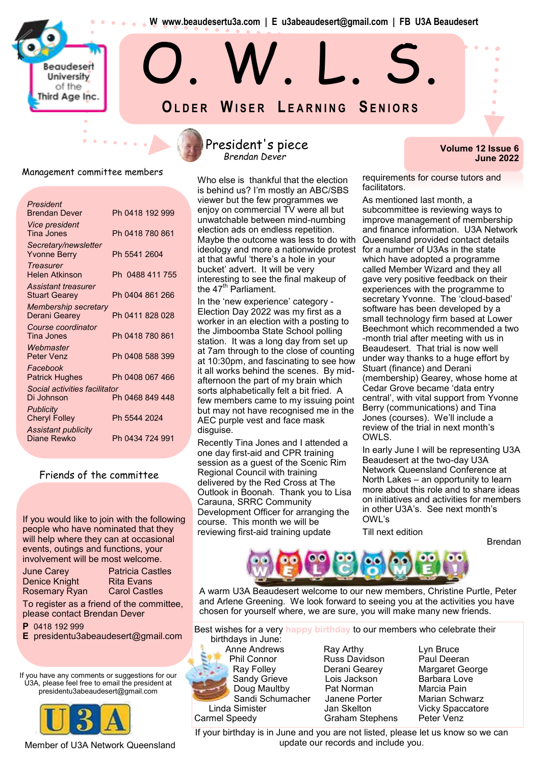W www.beaudesertu3a.com | E u3abeaudesert@gmail.com | FB U3A Beaudesert

Beaudesert University of the Third Age Inc.

# O. W. L. S.

## Older Wiser Learning Seniors

**Volume 12 Issue 6**
**June 2022**

## Management committee members

| Role / Name | Phone |
|---|---|
| *President* Brendan Dever | Ph 0418 192 999 |
| *Vice president* Tina Jones | Ph 0418 780 861 |
| *Secretary/newsletter* Yvonne Berry | Ph 5541 2604 |
| *Treasurer* Helen Atkinson | Ph 0488 411 755 |
| *Assistant treasurer* Stuart Gearey | Ph 0404 861 266 |
| *Membership secretary* Derani Gearey | Ph 0411 828 028 |
| *Course coordinator* Tina Jones | Ph 0418 780 861 |
| *Webmaster* Peter Venz | Ph 0408 588 399 |
| *Facebook* Patrick Hughes | Ph 0408 067 466 |
| *Social activities facilitator* Di Johnson | Ph 0468 849 448 |
| *Publicity* Cheryl Folley | Ph 5544 2024 |
| *Assistant publicity* Diane Rewko | Ph 0434 724 991 |

## Friends of the committee

If you would like to join with the following people who have nominated that they will help where they can at occasional events, outings and functions, your involvement will be most welcome.

| | |
|---|---|
| June Carey | Patricia Castles |
| Denice Knight | Rita Evans |
| Rosemary Ryan | Carol Castles |

To register as a friend of the committee, please contact Brendan Dever

**P** 0418 192 999
**E** presidentu3abeaudesert@gmail.com

If you have any comments or suggestions for our U3A, please feel free to email the president at presidentu3abeaudesert@gmail.com

Member of U3A Network Queensland

## President's piece

*Brendan Dever*

Who else is thankful that the election is behind us? I'm mostly an ABC/SBS viewer but the few programmes we enjoy on commercial TV were all but unwatchable between mind-numbing election ads on endless repetition. Maybe the outcome was less to do with ideology and more a nationwide protest at that awful 'there's a hole in your bucket' advert. It will be very interesting to see the final makeup of the 47th Parliament.

In the 'new experience' category - Election Day 2022 was my first as a worker in an election with a posting to the Jimboomba State School polling station. It was a long day from set up at 7am through to the close of counting at 10:30pm, and fascinating to see how it all works behind the scenes. By mid-afternoon the part of my brain which sorts alphabetically felt a bit fried. A few members came to my issuing point but may not have recognised me in the AEC purple vest and face mask disguise.

Recently Tina Jones and I attended a one day first-aid and CPR training session as a guest of the Scenic Rim Regional Council with training delivered by the Red Cross at The Outlook in Boonah. Thank you to Lisa Carauna, SRRC Community Development Officer for arranging the course. This month we will be reviewing first-aid training update requirements for course tutors and facilitators.

As mentioned last month, a subcommittee is reviewing ways to improve management of membership and finance information. U3A Network Queensland provided contact details for a number of U3As in the state which have adopted a programme called Member Wizard and they all gave very positive feedback on their experiences with the programme to secretary Yvonne. The 'cloud-based' software has been developed by a small technology firm based at Lower Beechmont which recommended a two-month trial after meeting with us in Beaudesert. That trial is now well under way thanks to a huge effort by Stuart (finance) and Derani (membership) Gearey, whose home at Cedar Grove became 'data entry central', with vital support from Yvonne Berry (communications) and Tina Jones (courses). We'll include a review of the trial in next month's OWLS.

In early June I will be representing U3A Beaudesert at the two-day U3A Network Queensland Conference at North Lakes – an opportunity to learn more about this role and to share ideas on initiatives and activities for members in other U3A's. See next month's OWL's

Till next edition

Brendan

## WELCOME!

A warm U3A Beaudesert welcome to our new members, Christine Purtle, Peter and Arlene Greening. We look forward to seeing you at the activities you have chosen for yourself where, we are sure, you will make many new friends.

Best wishes for a very happy birthday to our members who celebrate their birthdays in June:

| | | |
|---|---|---|
| Anne Andrews | Ray Arthy | Lyn Bruce |
| Phil Connor | Russ Davidson | Paul Deeran |
| Ray Folley | Derani Gearey | Margaret George |
| Sandy Grieve | Lois Jackson | Barbara Love |
| Doug Maultby | Pat Norman | Marcia Pain |
| Sandi Schumacher | Janene Porter | Marian Schwarz |
| Linda Simister | Jan Skelton | Vicky Spaccatore |
| Carmel Speedy | Graham Stephens | Peter Venz |

If your birthday is in June and you are not listed, please let us know so we can update our records and include you.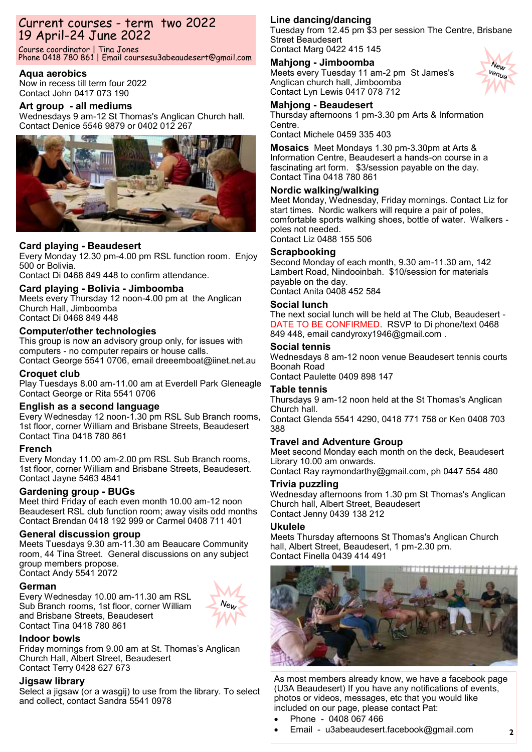## Current courses - term two 2022
## 19 April-24 June 2022

Course coordinator | Tina Jones
Phone 0418 780 861 | Email coursesu3abeaudesert@gmail.com

### Aqua aerobics
Now in recess till term four 2022
Contact John 0417 073 190

### Art group - all mediums
Wednesdays 9 am-12 St Thomas's Anglican Church hall.
Contact Denice 5546 9879 or 0402 012 267

### Card playing - Beaudesert
Every Monday 12.30 pm-4.00 pm RSL function room. Enjoy 500 or Bolivia.
Contact Di 0468 849 448 to confirm attendance.

### Card playing - Bolivia - Jimboomba
Meets every Thursday 12 noon-4.00 pm at the Anglican Church Hall, Jimboomba
Contact Di 0468 849 448

### Computer/other technologies
This group is now an advisory group only, for issues with computers - no computer repairs or house calls.
Contact George 5541 0706, email dreeemboat@iinet.net.au

### Croquet club
Play Tuesdays 8.00 am-11.00 am at Everdell Park Gleneagle
Contact George or Rita 5541 0706

### English as a second language
Every Wednesday 12 noon-1.30 pm RSL Sub Branch rooms, 1st floor, corner William and Brisbane Streets, Beaudesert
Contact Tina 0418 780 861

### French
Every Monday 11.00 am-2.00 pm RSL Sub Branch rooms, 1st floor, corner William and Brisbane Streets, Beaudesert.
Contact Jayne 5463 4841

### Gardening group - BUGs
Meet third Friday of each even month 10.00 am-12 noon Beaudesert RSL club function room; away visits odd months
Contact Brendan 0418 192 999 or Carmel 0408 711 401

### General discussion group
Meets Tuesdays 9.30 am-11.30 am Beaucare Community room, 44 Tina Street. General discussions on any subject group members propose.
Contact Andy 5541 2072

### German
New

Every Wednesday 10.00 am-11.30 am RSL Sub Branch rooms, 1st floor, corner William and Brisbane Streets, Beaudesert
Contact Tina 0418 780 861

### Indoor bowls
Friday mornings from 9.00 am at St. Thomas's Anglican Church Hall, Albert Street, Beaudesert
Contact Terry 0428 627 673

### Jigsaw library
Select a jigsaw (or a wasgij) to use from the library. To select and collect, contact Sandra 5541 0978

### Line dancing/dancing
Tuesday from 12.45 pm $3 per session The Centre, Brisbane Street Beaudesert
Contact Marg 0422 415 145

### Mahjong - Jimboomba
New venue

Meets every Tuesday 11 am-2 pm St James's Anglican church hall, Jimboomba
Contact Lyn Lewis 0417 078 712

### Mahjong - Beaudesert
Thursday afternoons 1 pm-3.30 pm Arts & Information Centre.
Contact Michele 0459 335 403

**Mosaics** Meet Mondays 1.30 pm-3.30pm at Arts & Information Centre, Beaudesert a hands-on course in a fascinating art form. $3/session payable on the day.
Contact Tina 0418 780 861

### Nordic walking/walking
Meet Monday, Wednesday, Friday mornings. Contact Liz for start times. Nordic walkers will require a pair of poles, comfortable sports walking shoes, bottle of water. Walkers - poles not needed.
Contact Liz 0488 155 506

### Scrapbooking
Second Monday of each month, 9.30 am-11.30 am, 142 Lambert Road, Nindooinbah. $10/session for materials payable on the day.
Contact Anita 0408 452 584

### Social lunch
The next social lunch will be held at The Club, Beaudesert - DATE TO BE CONFIRMED. RSVP to Di phone/text 0468 849 448, email candyroxy1946@gmail.com .

### Social tennis
Wednesdays 8 am-12 noon venue Beaudesert tennis courts Boonah Road
Contact Paulette 0409 898 147

### Table tennis
Thursdays 9 am-12 noon held at the St Thomas's Anglican Church hall.
Contact Glenda 5541 4290, 0418 771 758 or Ken 0408 703 388

### Travel and Adventure Group
Meet second Monday each month on the deck, Beaudesert Library 10.00 am onwards.
Contact Ray raymondarthy@gmail.com, ph 0447 554 480

### Trivia puzzling
Wednesday afternoons from 1.30 pm St Thomas's Anglican Church hall, Albert Street, Beaudesert
Contact Jenny 0439 138 212

### Ukulele
Meets Thursday afternoons St Thomas's Anglican Church hall, Albert Street, Beaudesert, 1 pm-2.30 pm.
Contact Finella 0439 414 491

As most members already know, we have a facebook page (U3A Beaudesert) If you have any notifications of events, photos or videos, messages, etc that you would like included on our page, please contact Pat:

- Phone - 0408 067 466
- Email - u3abeaudesert.facebook@gmail.com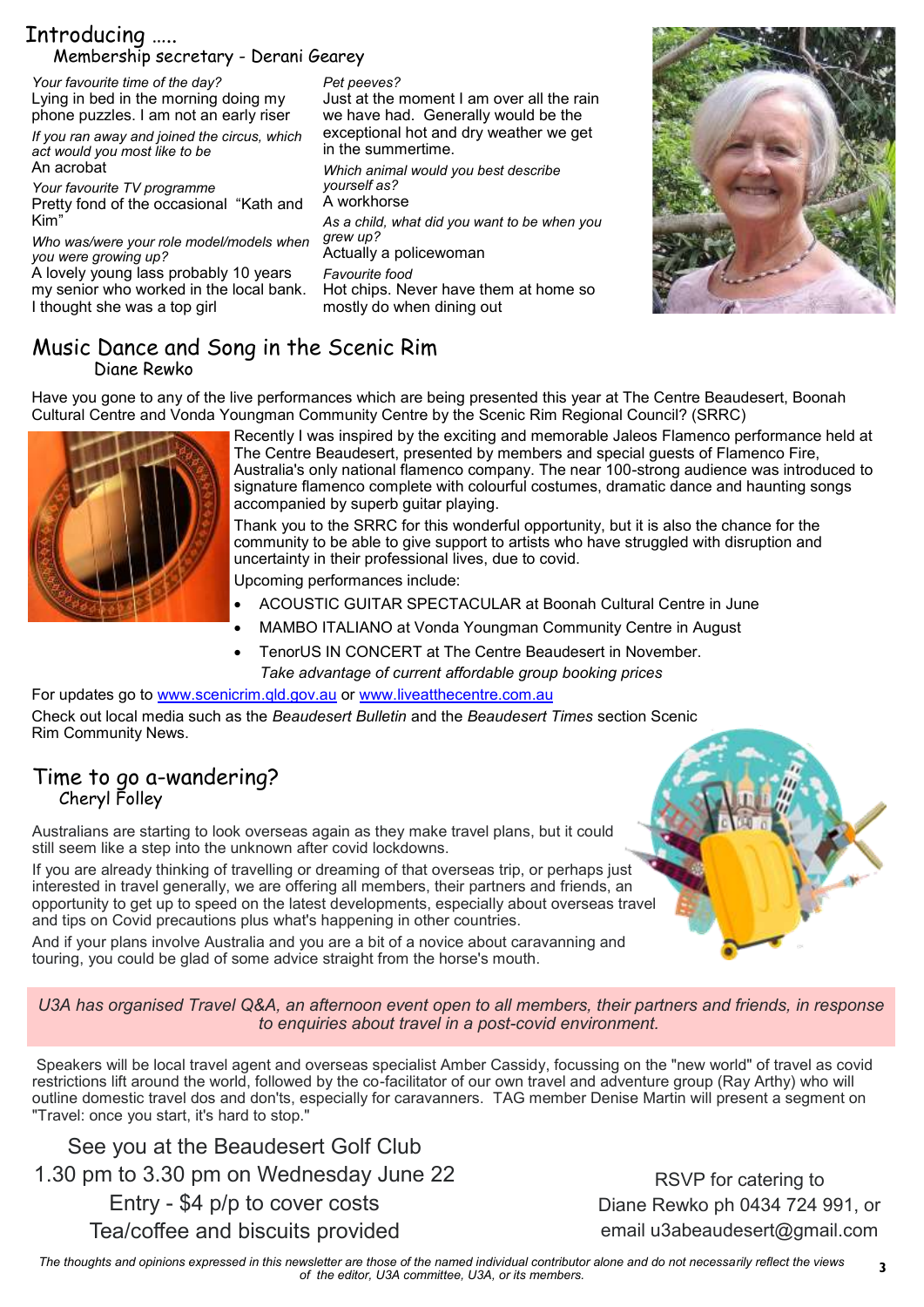## Introducing .....

### Membership secretary - Derani Gearey

*Your favourite time of the day?*
Lying in bed in the morning doing my phone puzzles. I am not an early riser

*If you ran away and joined the circus, which act would you most like to be*
An acrobat

*Your favourite TV programme*
Pretty fond of the occasional "Kath and Kim"

*Who was/were your role model/models when you were growing up?*
A lovely young lass probably 10 years my senior who worked in the local bank. I thought she was a top girl

*Pet peeves?*
Just at the moment I am over all the rain we have had. Generally would be the exceptional hot and dry weather we get in the summertime.

*Which animal would you best describe yourself as?*
A workhorse

*As a child, what did you want to be when you grew up?*
Actually a policewoman

*Favourite food*
Hot chips. Never have them at home so mostly do when dining out

## Music Dance and Song in the Scenic Rim

### Diane Rewko

Have you gone to any of the live performances which are being presented this year at The Centre Beaudesert, Boonah Cultural Centre and Vonda Youngman Community Centre by the Scenic Rim Regional Council? (SRRC)

Recently I was inspired by the exciting and memorable Jaleos Flamenco performance held at The Centre Beaudesert, presented by members and special guests of Flamenco Fire, Australia's only national flamenco company. The near 100-strong audience was introduced to signature flamenco complete with colourful costumes, dramatic dance and haunting songs accompanied by superb guitar playing.

Thank you to the SRRC for this wonderful opportunity, but it is also the chance for the community to be able to give support to artists who have struggled with disruption and uncertainty in their professional lives, due to covid.

Upcoming performances include:

- ACOUSTIC GUITAR SPECTACULAR at Boonah Cultural Centre in June
- MAMBO ITALIANO at Vonda Youngman Community Centre in August
- TenorUS IN CONCERT at The Centre Beaudesert in November.

*Take advantage of current affordable group booking prices*

For updates go to www.scenicrim.qld.gov.au or www.liveatthecentre.com.au

Check out local media such as the *Beaudesert Bulletin* and the *Beaudesert Times* section Scenic Rim Community News.

## Time to go a-wandering?

### Cheryl Folley

Australians are starting to look overseas again as they make travel plans, but it could still seem like a step into the unknown after covid lockdowns.

If you are already thinking of travelling or dreaming of that overseas trip, or perhaps just interested in travel generally, we are offering all members, their partners and friends, an opportunity to get up to speed on the latest developments, especially about overseas travel and tips on Covid precautions plus what's happening in other countries.

And if your plans involve Australia and you are a bit of a novice about caravanning and touring, you could be glad of some advice straight from the horse's mouth.

*U3A has organised Travel Q&A, an afternoon event open to all members, their partners and friends, in response to enquiries about travel in a post-covid environment.*

Speakers will be local travel agent and overseas specialist Amber Cassidy, focussing on the "new world" of travel as covid restrictions lift around the world, followed by the co-facilitator of our own travel and adventure group (Ray Arthy) who will outline domestic travel dos and don'ts, especially for caravanners. TAG member Denise Martin will present a segment on "Travel: once you start, it's hard to stop."

See you at the Beaudesert Golf Club
1.30 pm to 3.30 pm on Wednesday June 22
Entry - $4 p/p to cover costs
Tea/coffee and biscuits provided

RSVP for catering to
Diane Rewko ph 0434 724 991, or
email u3abeaudesert@gmail.com

*The thoughts and opinions expressed in this newsletter are those of the named individual contributor alone and do not necessarily reflect the views of the editor, U3A committee, U3A, or its members.*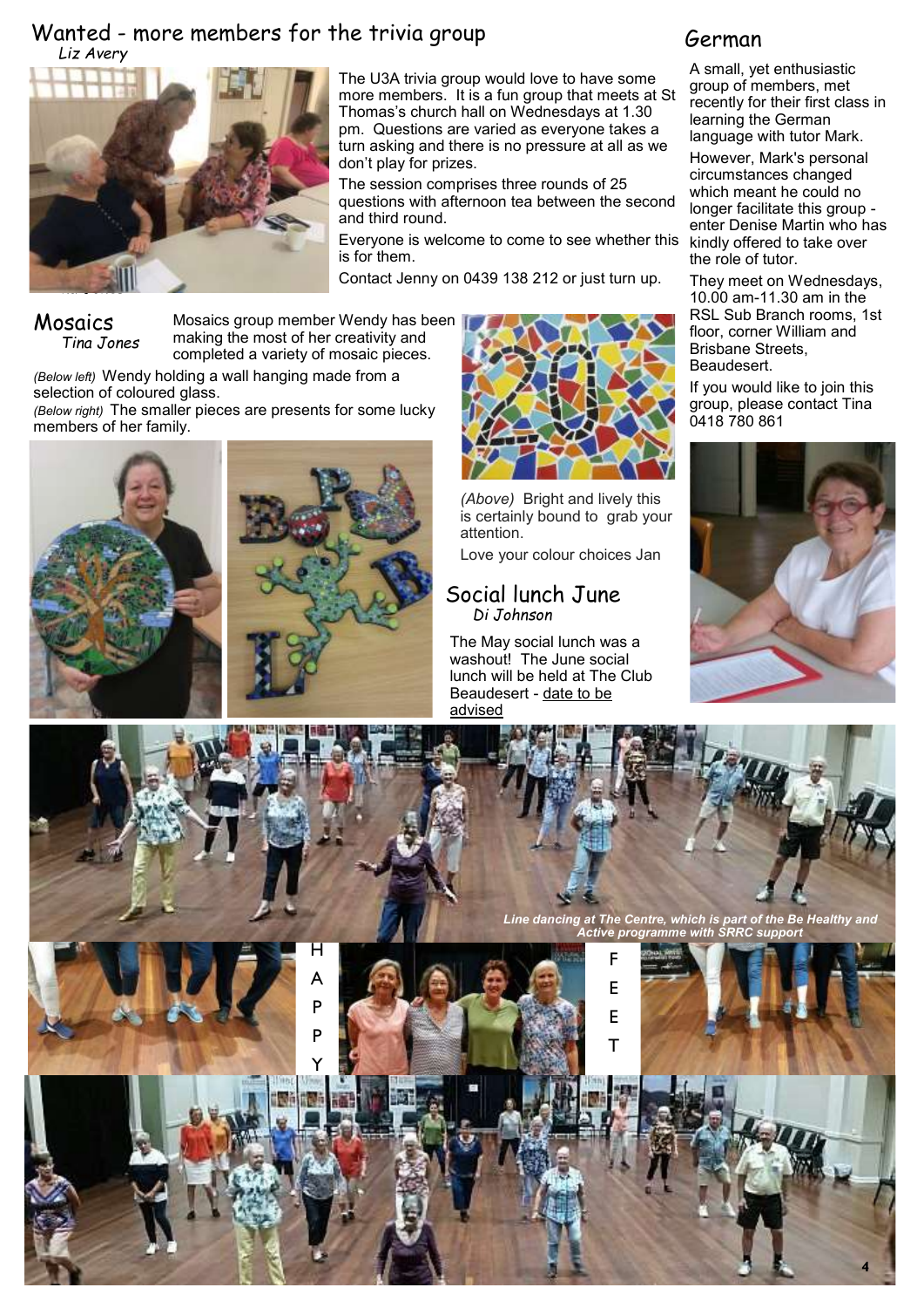## Wanted - more members for the trivia group

*Liz Avery*

The U3A trivia group would love to have some more members. It is a fun group that meets at St Thomas's church hall on Wednesdays at 1.30 pm. Questions are varied as everyone takes a turn asking and there is no pressure at all as we don't play for prizes.

The session comprises three rounds of 25 questions with afternoon tea between the second and third round.

Everyone is welcome to come to see whether this is for them.

Contact Jenny on 0439 138 212 or just turn up.

## Mosaics

*Tina Jones*

Mosaics group member Wendy has been making the most of her creativity and completed a variety of mosaic pieces.

*(Below left)* Wendy holding a wall hanging made from a selection of coloured glass.

*(Below right)* The smaller pieces are presents for some lucky members of her family.

*(Above)* Bright and lively this is certainly bound to grab your attention.

Love your colour choices Jan

## Social lunch June

*Di Johnson*

The May social lunch was a washout! The June social lunch will be held at The Club Beaudesert - date to be advised

## German

A small, yet enthusiastic group of members, met recently for their first class in learning the German language with tutor Mark.

However, Mark's personal circumstances changed which meant he could no longer facilitate this group - enter Denise Martin who has kindly offered to take over the role of tutor.

They meet on Wednesdays, 10.00 am-11.30 am in the RSL Sub Branch rooms, 1st floor, corner William and Brisbane Streets, Beaudesert.

If you would like to join this group, please contact Tina 0418 780 861

***Line dancing at The Centre, which is part of the Be Healthy and Active programme with SRRC support***

HAPPY FEET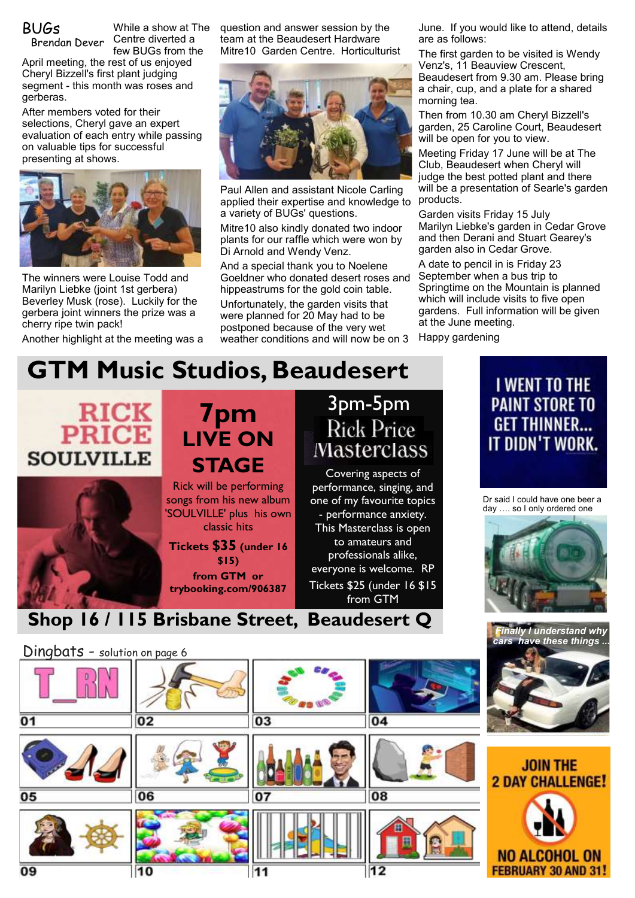## BUGs

Brendan Dever

While a show at The Centre diverted a few BUGs from the April meeting, the rest of us enjoyed Cheryl Bizzell's first plant judging segment - this month was roses and gerberas.

After members voted for their selections, Cheryl gave an expert evaluation of each entry while passing on valuable tips for successful presenting at shows.

The winners were Louise Todd and Marilyn Liebke (joint 1st gerbera) Beverley Musk (rose). Luckily for the gerbera joint winners the prize was a cherry ripe twin pack!

Another highlight at the meeting was a question and answer session by the team at the Beaudesert Hardware Mitre10 Garden Centre. Horticulturist

Paul Allen and assistant Nicole Carling applied their expertise and knowledge to a variety of BUGs' questions.

Mitre10 also kindly donated two indoor plants for our raffle which were won by Di Arnold and Wendy Venz.

And a special thank you to Noelene Goeldner who donated desert roses and hippeastrums for the gold coin table.

Unfortunately, the garden visits that were planned for 20 May had to be postponed because of the very wet weather conditions and will now be on 3 June. If you would like to attend, details are as follows:

The first garden to be visited is Wendy Venz's, 11 Beauview Crescent, Beaudesert from 9.30 am. Please bring a chair, cup, and a plate for a shared morning tea.

Then from 10.30 am Cheryl Bizzell's garden, 25 Caroline Court, Beaudesert will be open for you to view.

Meeting Friday 17 June will be at The Club, Beaudesert when Cheryl will judge the best potted plant and there will be a presentation of Searle's garden products.

Garden visits Friday 15 July Marilyn Liebke's garden in Cedar Grove and then Derani and Stuart Gearey's garden also in Cedar Grove.

A date to pencil in is Friday 23 September when a bus trip to Springtime on the Mountain is planned which will include visits to five open gardens. Full information will be given at the June meeting.

Happy gardening

## GTM Music Studios, Beaudesert

**RICK PRICE SOULVILLE**

**7pm LIVE ON STAGE**

Rick will be performing songs from his new album 'SOULVILLE' plus his own classic hits

**Tickets $35 (under 16 $15)**

**from GTM or trybooking.com/906387**

**3pm-5pm Rick Price Masterclass**

Covering aspects of performance, singing, and one of my favourite topics - performance anxiety. This Masterclass is open to amateurs and professionals alike, everyone is welcome. RP

Tickets $25 (under 16 $15 from GTM

**Shop 16 / 115 Brisbane Street, Beaudesert Q**

I WENT TO THE PAINT STORE TO GET THINNER... IT DIDN'T WORK.

Dr said I could have one beer a day .... so I only ordered one

*Finally I understand why cars have these things ...*

JOIN THE 2 DAY CHALLENGE! NO ALCOHOL ON FEBRUARY 30 AND 31!

## Dingbats - solution on page 6

01 T_RN

02

03

04

05

06

07

08

09

10

11

12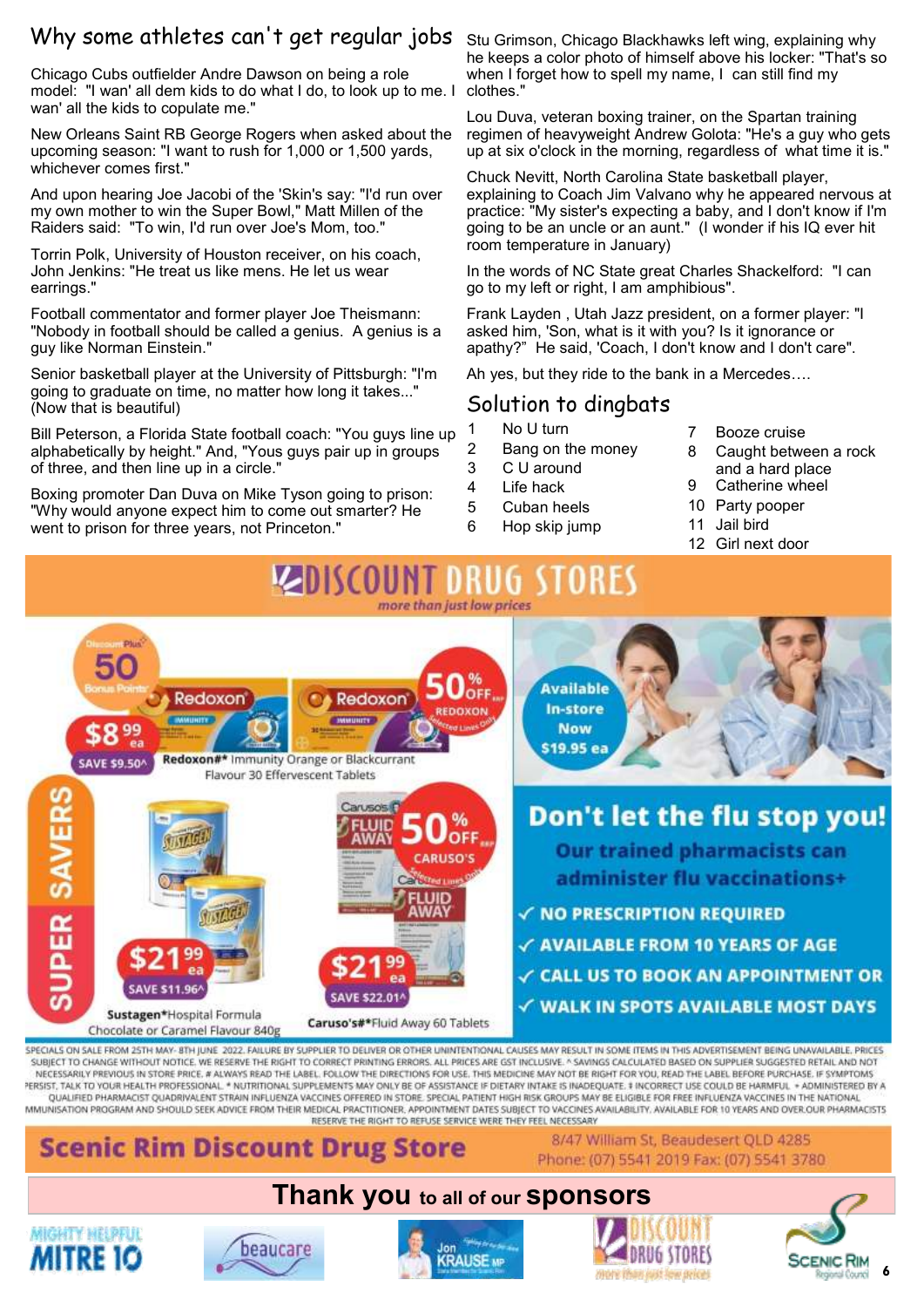## Why some athletes can't get regular jobs

Chicago Cubs outfielder Andre Dawson on being a role model: "I wan' all dem kids to do what I do, to look up to me. I wan' all the kids to copulate me."

New Orleans Saint RB George Rogers when asked about the upcoming season: "I want to rush for 1,000 or 1,500 yards, whichever comes first."

And upon hearing Joe Jacobi of the 'Skin's say: "I'd run over my own mother to win the Super Bowl," Matt Millen of the Raiders said: "To win, I'd run over Joe's Mom, too."

Torrin Polk, University of Houston receiver, on his coach, John Jenkins: "He treat us like mens. He let us wear earrings."

Football commentator and former player Joe Theismann: "Nobody in football should be called a genius. A genius is a guy like Norman Einstein."

Senior basketball player at the University of Pittsburgh: "I'm going to graduate on time, no matter how long it takes..." (Now that is beautiful)

Bill Peterson, a Florida State football coach: "You guys line up alphabetically by height." And, "Yous guys pair up in groups of three, and then line up in a circle."

Boxing promoter Dan Duva on Mike Tyson going to prison: "Why would anyone expect him to come out smarter? He went to prison for three years, not Princeton."

Stu Grimson, Chicago Blackhawks left wing, explaining why he keeps a color photo of himself above his locker: "That's so when I forget how to spell my name, I can still find my clothes."

Lou Duva, veteran boxing trainer, on the Spartan training regimen of heavyweight Andrew Golota: "He's a guy who gets up at six o'clock in the morning, regardless of what time it is."

Chuck Nevitt, North Carolina State basketball player, explaining to Coach Jim Valvano why he appeared nervous at practice: "My sister's expecting a baby, and I don't know if I'm going to be an uncle or an aunt." (I wonder if his IQ ever hit room temperature in January)

In the words of NC State great Charles Shackelford: "I can go to my left or right, I am amphibious".

Frank Layden , Utah Jazz president, on a former player: "I asked him, 'Son, what is it with you? Is it ignorance or apathy?" He said, 'Coach, I don't know and I don't care".

Ah yes, but they ride to the bank in a Mercedes….

## Solution to dingbats

1. No U turn
2. Bang on the money
3. C U around
4. Life hack
5. Cuban heels
6. Hop skip jump
7. Booze cruise
8. Caught between a rock and a hard place
9. Catherine wheel
10. Party pooper
11. Jail bird
12. Girl next door

## DISCOUNT DRUG STORES

*more than just low prices*

Discount Plus 50 Bonus Points

50% OFF RRP REDOXON Selected Lines Only

$8.99 ea SAVE $9.50^

**Redoxon#*** Immunity Orange or Blackcurrant Flavour 30 Effervescent Tablets

Available In-store Now $19.95 ea

**SUPER SAVERS**

$21.99 ea SAVE $11.96^

**Sustagen***Hospital Formula Chocolate or Caramel Flavour 840g

50% OFF RRP CARUSO'S Selected Lines Only

$21.99 ea SAVE $22.01^

**Caruso's#***Fluid Away 60 Tablets

**Don't let the flu stop you!**

**Our trained pharmacists can administer flu vaccinations+**

- ✓ NO PRESCRIPTION REQUIRED
- ✓ AVAILABLE FROM 10 YEARS OF AGE
- ✓ CALL US TO BOOK AN APPOINTMENT OR
- ✓ WALK IN SPOTS AVAILABLE MOST DAYS

SPECIALS ON SALE FROM 25TH MAY- 8TH JUNE 2022. FAILURE BY SUPPLIER TO DELIVER OR OTHER UNINTENTIONAL CAUSES MAY RESULT IN SOME ITEMS IN THIS ADVERTISEMENT BEING UNAVAILABLE. PRICES SUBJECT TO CHANGE WITHOUT NOTICE. WE RESERVE THE RIGHT TO CORRECT PRINTING ERRORS. ALL PRICES ARE GST INCLUSIVE. ^ SAVINGS CALCULATED BASED ON SUPPLIER SUGGESTED RETAIL AND NOT NECESSARILY PREVIOUS IN STORE PRICE. # ALWAYS READ THE LABEL. FOLLOW THE DIRECTIONS FOR USE. THIS MEDICINE MAY NOT BE RIGHT FOR YOU. READ THE LABEL BEFORE PURCHASE. IF SYMPTOMS PERSIST, TALK TO YOUR HEALTH PROFESSIONAL. * NUTRITIONAL SUPPLEMENTS MAY ONLY BE OF ASSISTANCE IF DIETARY INTAKE IS INADEQUATE. ‡ INCORRECT USE COULD BE HARMFUL. + ADMINISTERED BY A QUALIFIED PHARMACIST QUADRIVALENT STRAIN INFLUENZA VACCINES OFFERED IN STORE. SPECIAL PATIENT HIGH RISK GROUPS MAY BE ELIGIBLE FOR FREE INFLUENZA VACCINES IN THE NATIONAL IMMUNISATION PROGRAM AND SHOULD SEEK ADVICE FROM THEIR MEDICAL PRACTITIONER. APPOINTMENT DATES SUBJECT TO VACCINES AVAILABILITY. AVAILABLE FOR 10 YEARS AND OVER.OUR PHARMACISTS RESERVE THE RIGHT TO REFUSE SERVICE WERE THEY FEEL NECESSARY

**Scenic Rim Discount Drug Store**

8/47 William St, Beaudesert QLD 4285
Phone: (07) 5541 2019 Fax: (07) 5541 3780

## Thank you to all of our sponsors

MIGHTY HELPFUL MITRE 10 · beaucare · Jon Krause MP · Discount Drug Stores · Scenic Rim Regional Council